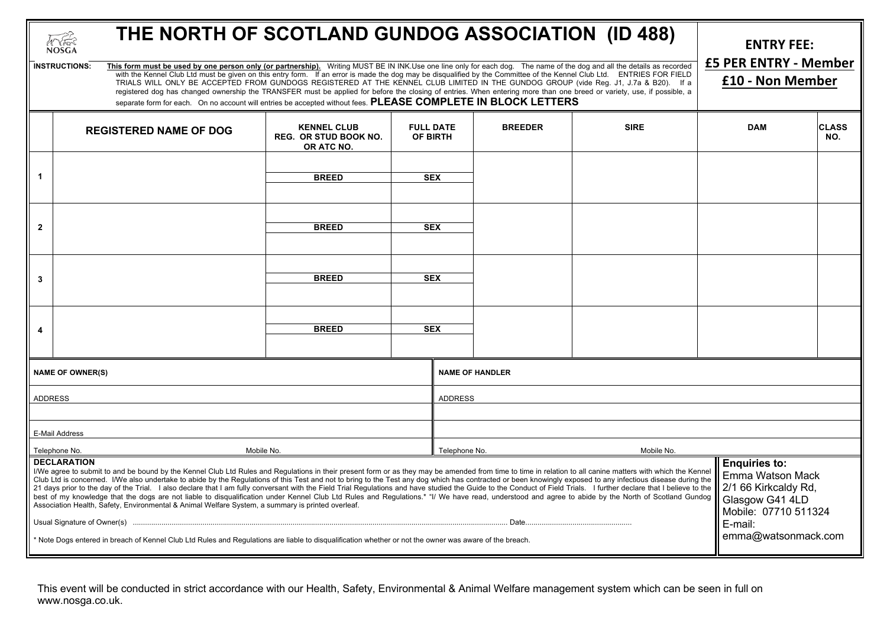# THE NORTH OF SCOTLAND GUNDOG ASSOCIATION (ID 488)

NOSGA

**ENTRY FEE:**

**£5 PER ENTRY - Member**

**£10 - Non Member**

**INSTRUCTIONS:** **This form must be used by one person only (or partnership).** Writing MUST BE IN INK. Use one line only for each dog. The name of the dog and all the details as recorded with the Kennel Club Ltd must be given on this entry form. If an error is made the dog may be disqualified by the Committee of the Kennel Club Ltd. ENTRIES FOR FIELD TRIALS WILL ONLY BE ACCEPTED FROM GUNDOGS REGISTERED AT THE KENNEL CLUB LIMITED IN THE GUNDOG GROUP (vide Reg. J1, J.7a & B20). If a registered dog has changed ownership the TRANSFER must be applied for before the closing of entries. When entering more than one breed or variety, use, if possible, a separate form for each. On no account will entries be accepted without fees. **PLEASE COMPLETE IN BLOCK LETTERS**

| | REGISTERED NAME OF DOG | KENNEL CLUB REG. OR STUD BOOK NO. OR ATC NO. | FULL DATE OF BIRTH | BREEDER | SIRE | DAM | CLASS NO. |
|---|---|---|---|---|---|---|---|
| 1 | | | | | | | |
| | | BREED | SEX | | | | |
| 2 | | | | | | | |
| | | BREED | SEX | | | | |
| 3 | | | | | | | |
| | | BREED | SEX | | | | |
| 4 | | | | | | | |
| | | BREED | SEX | | | | |

| NAME OF OWNER(S) | NAME OF HANDLER |
|---|---|
| ADDRESS | ADDRESS |
| | |
| E-Mail Address | |
| Telephone No. Mobile No. | Telephone No. Mobile No. |

**DECLARATION**

I/We agree to submit to and be bound by the Kennel Club Ltd Rules and Regulations in their present form or as they may be amended from time to time in relation to all canine matters with which the Kennel Club Ltd is concerned. I/We also undertake to abide by the Regulations of this Test and not to bring to the Test any dog which has contracted or been knowingly exposed to any infectious disease during the 21 days prior to the day of the Trial. I also declare that I am fully conversant with the Field Trial Regulations and have studied the Guide to the Conduct of Field Trials. I further declare that I believe to the best of my knowledge that the dogs are not liable to disqualification under Kennel Club Ltd Rules and Regulations.* "I/ We have read, understood and agree to abide by the North of Scotland Gundog Association Health, Safety, Environmental & Animal Welfare System, a summary is printed overleaf.

Usual Signature of Owner(s) ............................................................ Date.....................................

* Note Dogs entered in breach of Kennel Club Ltd Rules and Regulations are liable to disqualification whether or not the owner was aware of the breach.

**Enquiries to:**
Emma Watson Mack
2/1 66 Kirkcaldy Rd,
Glasgow G41 4LD
Mobile: 07710 511324
E-mail:
emma@watsonmack.com

This event will be conducted in strict accordance with our Health, Safety, Environmental & Animal Welfare management system which can be seen in full on www.nosga.co.uk.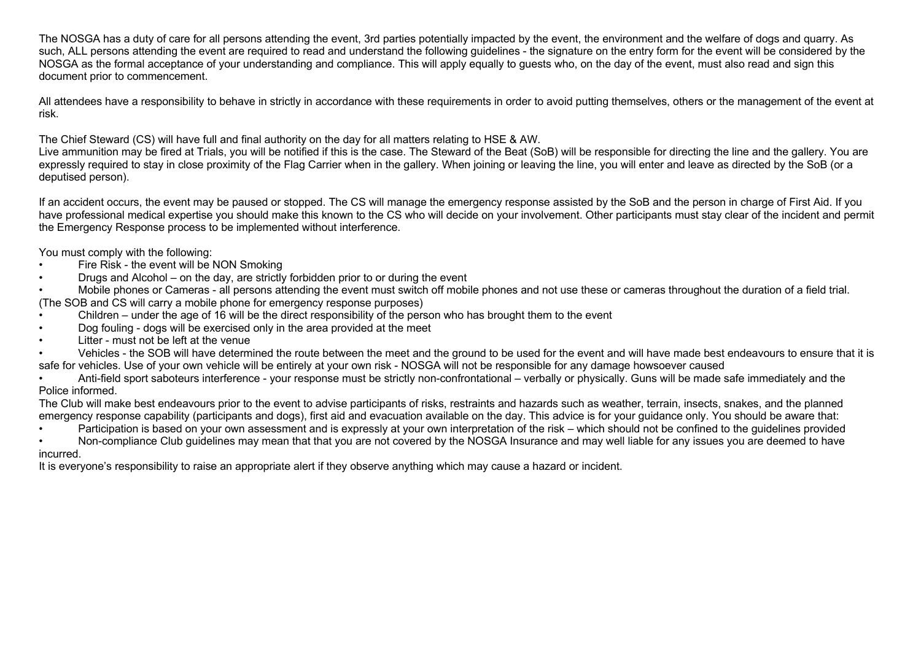The NOSGA has a duty of care for all persons attending the event, 3rd parties potentially impacted by the event, the environment and the welfare of dogs and quarry. As such, ALL persons attending the event are required to read and understand the following guidelines - the signature on the entry form for the event will be considered by the NOSGA as the formal acceptance of your understanding and compliance. This will apply equally to guests who, on the day of the event, must also read and sign this document prior to commencement.

All attendees have a responsibility to behave in strictly in accordance with these requirements in order to avoid putting themselves, others or the management of the event at risk.

The Chief Steward (CS) will have full and final authority on the day for all matters relating to HSE & AW.
Live ammunition may be fired at Trials, you will be notified if this is the case. The Steward of the Beat (SoB) will be responsible for directing the line and the gallery. You are expressly required to stay in close proximity of the Flag Carrier when in the gallery. When joining or leaving the line, you will enter and leave as directed by the SoB (or a deputised person).

If an accident occurs, the event may be paused or stopped. The CS will manage the emergency response assisted by the SoB and the person in charge of First Aid. If you have professional medical expertise you should make this known to the CS who will decide on your involvement. Other participants must stay clear of the incident and permit the Emergency Response process to be implemented without interference.

You must comply with the following:

- Fire Risk - the event will be NON Smoking
- Drugs and Alcohol – on the day, are strictly forbidden prior to or during the event
- Mobile phones or Cameras - all persons attending the event must switch off mobile phones and not use these or cameras throughout the duration of a field trial. (The SOB and CS will carry a mobile phone for emergency response purposes)
- Children – under the age of 16 will be the direct responsibility of the person who has brought them to the event
- Dog fouling - dogs will be exercised only in the area provided at the meet
- Litter - must not be left at the venue
- Vehicles - the SOB will have determined the route between the meet and the ground to be used for the event and will have made best endeavours to ensure that it is safe for vehicles. Use of your own vehicle will be entirely at your own risk - NOSGA will not be responsible for any damage howsoever caused
- Anti-field sport saboteurs interference - your response must be strictly non-confrontational – verbally or physically. Guns will be made safe immediately and the Police informed.

The Club will make best endeavours prior to the event to advise participants of risks, restraints and hazards such as weather, terrain, insects, snakes, and the planned emergency response capability (participants and dogs), first aid and evacuation available on the day. This advice is for your guidance only. You should be aware that:

- Participation is based on your own assessment and is expressly at your own interpretation of the risk – which should not be confined to the guidelines provided
- Non-compliance Club guidelines may mean that that you are not covered by the NOSGA Insurance and may well liable for any issues you are deemed to have incurred.

It is everyone's responsibility to raise an appropriate alert if they observe anything which may cause a hazard or incident.